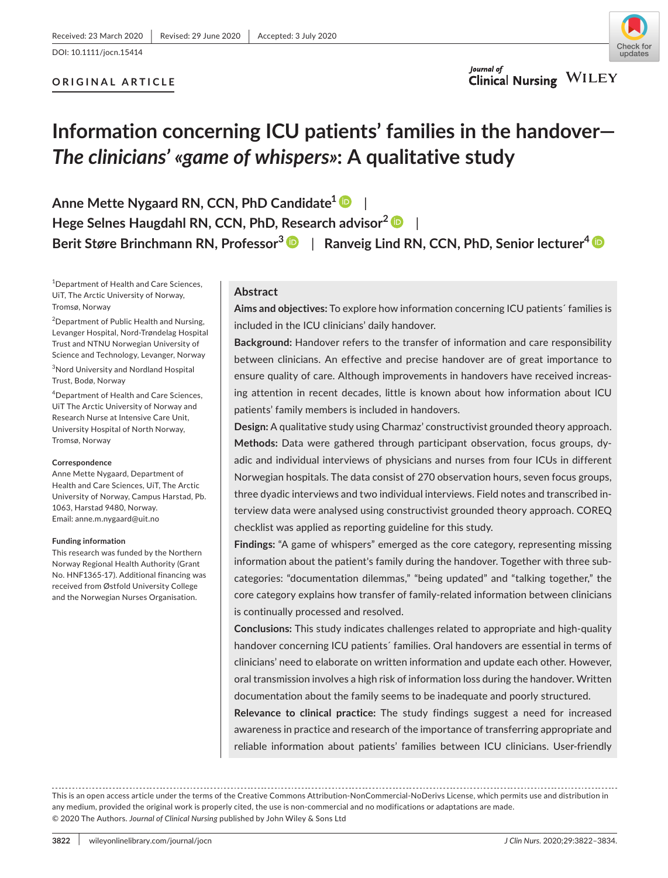Received: 23 March 2020 | Revised: 29 June 2020 | Accepted: 3 July 2020

DOI: 10.1111/jocn.15414

**ORIGINAL ARTICLE**

# Information concerning ICU patients' families in the handover—*The clinicians' «game of whispers»*: A qualitative study

**Anne Mette Nygaard RN, CCN, PhD Candidate**[1] | **Hege Selnes Haugdahl RN, CCN, PhD, Research advisor**[2] | **Berit Støre Brinchmann RN, Professor**[3] | **Ranveig Lind RN, CCN, PhD, Senior lecturer**[4]

[1]Department of Health and Care Sciences, UiT, The Arctic University of Norway, Tromsø, Norway

[2]Department of Public Health and Nursing, Levanger Hospital, Nord-Trøndelag Hospital Trust and NTNU Norwegian University of Science and Technology, Levanger, Norway

[3]Nord University and Nordland Hospital Trust, Bodø, Norway

[4]Department of Health and Care Sciences, UiT The Arctic University of Norway and Research Nurse at Intensive Care Unit, University Hospital of North Norway, Tromsø, Norway

**Correspondence**
Anne Mette Nygaard, Department of Health and Care Sciences, UiT, The Arctic University of Norway, Campus Harstad, Pb. 1063, Harstad 9480, Norway.
Email: anne.m.nygaard@uit.no

**Funding information**
This research was funded by the Northern Norway Regional Health Authority (Grant No. HNF1365-17). Additional financing was received from Østfold University College and the Norwegian Nurses Organisation.

## Abstract

**Aims and objectives:** To explore how information concerning ICU patients´ families is included in the ICU clinicians' daily handover.

**Background:** Handover refers to the transfer of information and care responsibility between clinicians. An effective and precise handover are of great importance to ensure quality of care. Although improvements in handovers have received increasing attention in recent decades, little is known about how information about ICU patients' family members is included in handovers.

**Design:** A qualitative study using Charmaz' constructivist grounded theory approach.

**Methods:** Data were gathered through participant observation, focus groups, dyadic and individual interviews of physicians and nurses from four ICUs in different Norwegian hospitals. The data consist of 270 observation hours, seven focus groups, three dyadic interviews and two individual interviews. Field notes and transcribed interview data were analysed using constructivist grounded theory approach. COREQ checklist was applied as reporting guideline for this study.

**Findings:** "A game of whispers" emerged as the core category, representing missing information about the patient's family during the handover. Together with three subcategories: "documentation dilemmas," "being updated" and "talking together," the core category explains how transfer of family-related information between clinicians is continually processed and resolved.

**Conclusions:** This study indicates challenges related to appropriate and high-quality handover concerning ICU patients´ families. Oral handovers are essential in terms of clinicians' need to elaborate on written information and update each other. However, oral transmission involves a high risk of information loss during the handover. Written documentation about the family seems to be inadequate and poorly structured.

**Relevance to clinical practice:** The study findings suggest a need for increased awareness in practice and research of the importance of transferring appropriate and reliable information about patients' families between ICU clinicians. User-friendly

This is an open access article under the terms of the Creative Commons Attribution-NonCommercial-NoDerivs License, which permits use and distribution in any medium, provided the original work is properly cited, the use is non-commercial and no modifications or adaptations are made.
© 2020 The Authors. *Journal of Clinical Nursing* published by John Wiley & Sons Ltd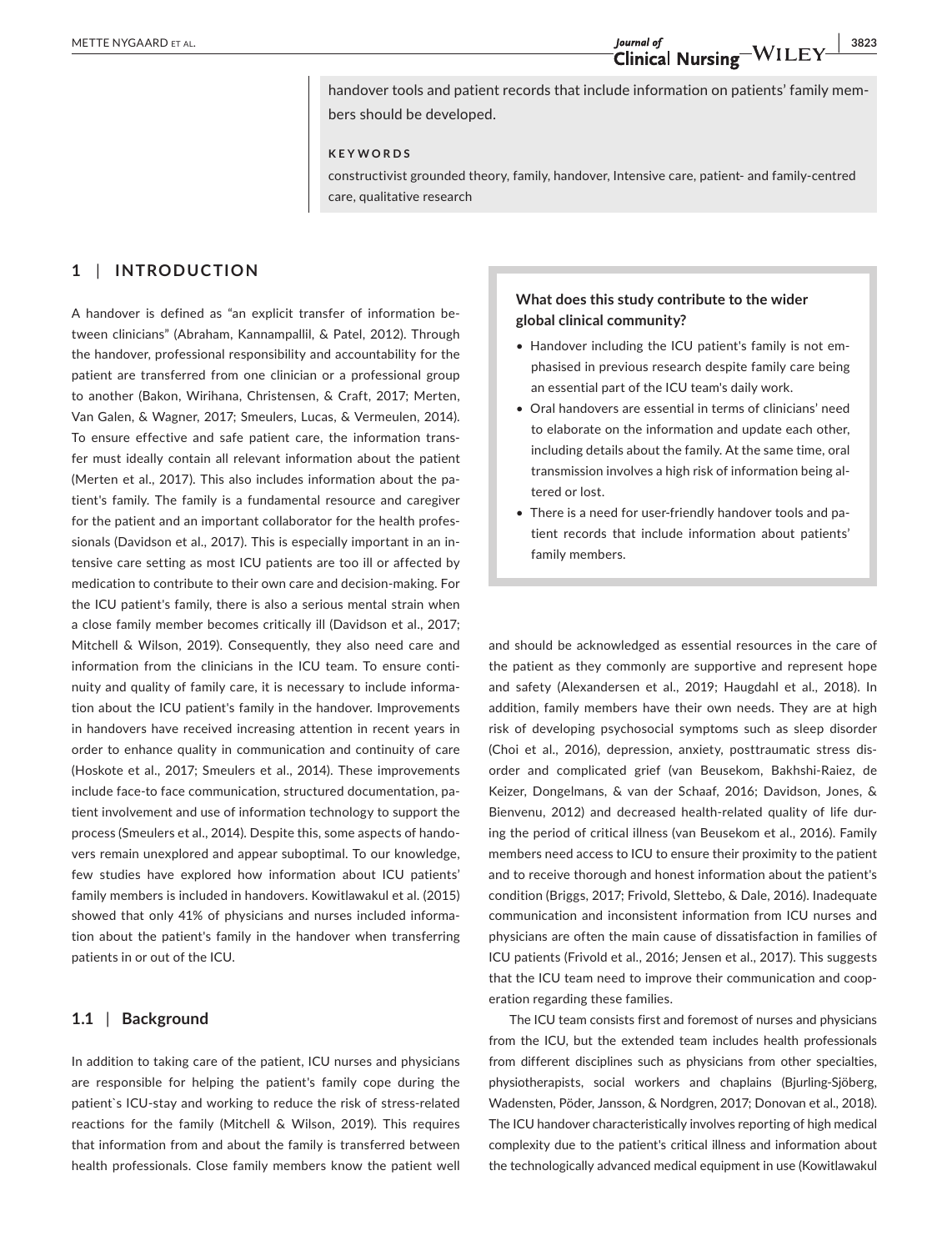handover tools and patient records that include information on patients' family members should be developed.

**KEYWORDS**

constructivist grounded theory, family, handover, Intensive care, patient- and family-centred care, qualitative research

## 1 | INTRODUCTION

A handover is defined as "an explicit transfer of information between clinicians" (Abraham, Kannampallil, & Patel, 2012). Through the handover, professional responsibility and accountability for the patient are transferred from one clinician or a professional group to another (Bakon, Wirihana, Christensen, & Craft, 2017; Merten, Van Galen, & Wagner, 2017; Smeulers, Lucas, & Vermeulen, 2014). To ensure effective and safe patient care, the information transfer must ideally contain all relevant information about the patient (Merten et al., 2017). This also includes information about the patient's family. The family is a fundamental resource and caregiver for the patient and an important collaborator for the health professionals (Davidson et al., 2017). This is especially important in an intensive care setting as most ICU patients are too ill or affected by medication to contribute to their own care and decision-making. For the ICU patient's family, there is also a serious mental strain when a close family member becomes critically ill (Davidson et al., 2017; Mitchell & Wilson, 2019). Consequently, they also need care and information from the clinicians in the ICU team. To ensure continuity and quality of family care, it is necessary to include information about the ICU patient's family in the handover. Improvements in handovers have received increasing attention in recent years in order to enhance quality in communication and continuity of care (Hoskote et al., 2017; Smeulers et al., 2014). These improvements include face-to face communication, structured documentation, patient involvement and use of information technology to support the process (Smeulers et al., 2014). Despite this, some aspects of handovers remain unexplored and appear suboptimal. To our knowledge, few studies have explored how information about ICU patients' family members is included in handovers. Kowitlawakul et al. (2015) showed that only 41% of physicians and nurses included information about the patient's family in the handover when transferring patients in or out of the ICU.

> **What does this study contribute to the wider global clinical community?**
>
> - Handover including the ICU patient's family is not emphasised in previous research despite family care being an essential part of the ICU team's daily work.
> - Oral handovers are essential in terms of clinicians' need to elaborate on the information and update each other, including details about the family. At the same time, oral transmission involves a high risk of information being altered or lost.
> - There is a need for user-friendly handover tools and patient records that include information about patients' family members.

### 1.1 | Background

In addition to taking care of the patient, ICU nurses and physicians are responsible for helping the patient's family cope during the patient`s ICU-stay and working to reduce the risk of stress-related reactions for the family (Mitchell & Wilson, 2019). This requires that information from and about the family is transferred between health professionals. Close family members know the patient well and should be acknowledged as essential resources in the care of the patient as they commonly are supportive and represent hope and safety (Alexandersen et al., 2019; Haugdahl et al., 2018). In addition, family members have their own needs. They are at high risk of developing psychosocial symptoms such as sleep disorder (Choi et al., 2016), depression, anxiety, posttraumatic stress disorder and complicated grief (van Beusekom, Bakhshi-Raiez, de Keizer, Dongelmans, & van der Schaaf, 2016; Davidson, Jones, & Bienvenu, 2012) and decreased health-related quality of life during the period of critical illness (van Beusekom et al., 2016). Family members need access to ICU to ensure their proximity to the patient and to receive thorough and honest information about the patient's condition (Briggs, 2017; Frivold, Slettebo, & Dale, 2016). Inadequate communication and inconsistent information from ICU nurses and physicians are often the main cause of dissatisfaction in families of ICU patients (Frivold et al., 2016; Jensen et al., 2017). This suggests that the ICU team need to improve their communication and cooperation regarding these families.

The ICU team consists first and foremost of nurses and physicians from the ICU, but the extended team includes health professionals from different disciplines such as physicians from other specialties, physiotherapists, social workers and chaplains (Bjurling-Sjöberg, Wadensten, Pöder, Jansson, & Nordgren, 2017; Donovan et al., 2018). The ICU handover characteristically involves reporting of high medical complexity due to the patient's critical illness and information about the technologically advanced medical equipment in use (Kowitlawakul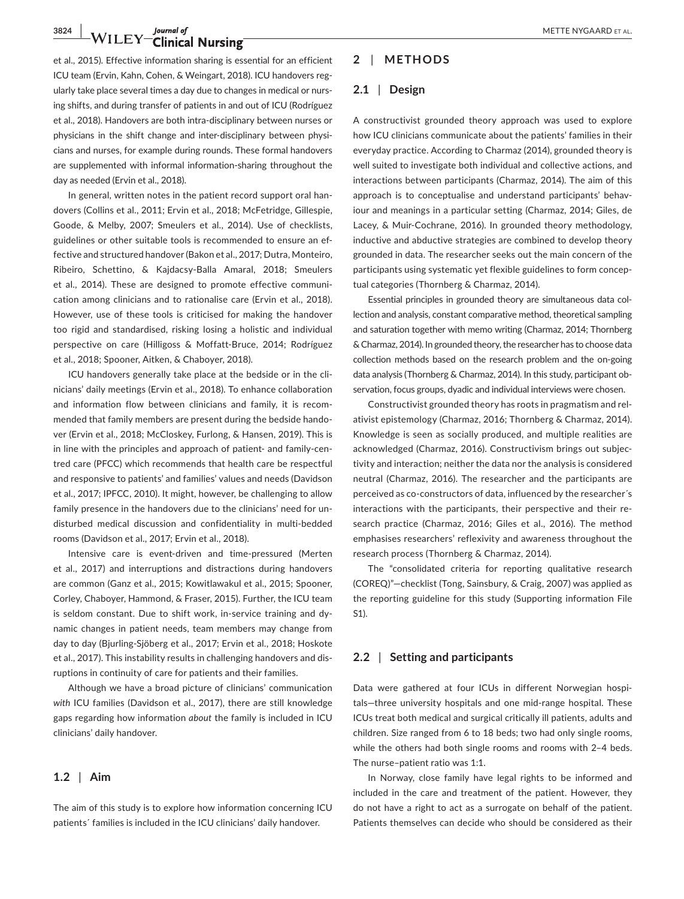et al., 2015). Effective information sharing is essential for an efficient ICU team (Ervin, Kahn, Cohen, & Weingart, 2018). ICU handovers regularly take place several times a day due to changes in medical or nursing shifts, and during transfer of patients in and out of ICU (Rodríguez et al., 2018). Handovers are both intra-disciplinary between nurses or physicians in the shift change and inter-disciplinary between physicians and nurses, for example during rounds. These formal handovers are supplemented with informal information-sharing throughout the day as needed (Ervin et al., 2018).

In general, written notes in the patient record support oral handovers (Collins et al., 2011; Ervin et al., 2018; McFetridge, Gillespie, Goode, & Melby, 2007; Smeulers et al., 2014). Use of checklists, guidelines or other suitable tools is recommended to ensure an effective and structured handover (Bakon et al., 2017; Dutra, Monteiro, Ribeiro, Schettino, & Kajdacsy-Balla Amaral, 2018; Smeulers et al., 2014). These are designed to promote effective communication among clinicians and to rationalise care (Ervin et al., 2018). However, use of these tools is criticised for making the handover too rigid and standardised, risking losing a holistic and individual perspective on care (Hilligoss & Moffatt-Bruce, 2014; Rodríguez et al., 2018; Spooner, Aitken, & Chaboyer, 2018).

ICU handovers generally take place at the bedside or in the clinicians' daily meetings (Ervin et al., 2018). To enhance collaboration and information flow between clinicians and family, it is recommended that family members are present during the bedside handover (Ervin et al., 2018; McCloskey, Furlong, & Hansen, 2019). This is in line with the principles and approach of patient- and family-centred care (PFCC) which recommends that health care be respectful and responsive to patients' and families' values and needs (Davidson et al., 2017; IPFCC, 2010). It might, however, be challenging to allow family presence in the handovers due to the clinicians' need for undisturbed medical discussion and confidentiality in multi-bedded rooms (Davidson et al., 2017; Ervin et al., 2018).

Intensive care is event-driven and time-pressured (Merten et al., 2017) and interruptions and distractions during handovers are common (Ganz et al., 2015; Kowitlawakul et al., 2015; Spooner, Corley, Chaboyer, Hammond, & Fraser, 2015). Further, the ICU team is seldom constant. Due to shift work, in-service training and dynamic changes in patient needs, team members may change from day to day (Bjurling-Sjöberg et al., 2017; Ervin et al., 2018; Hoskote et al., 2017). This instability results in challenging handovers and disruptions in continuity of care for patients and their families.

Although we have a broad picture of clinicians' communication *with* ICU families (Davidson et al., 2017), there are still knowledge gaps regarding how information *about* the family is included in ICU clinicians' daily handover.

### 1.2 | Aim

The aim of this study is to explore how information concerning ICU patients´ families is included in the ICU clinicians' daily handover.

## 2 | METHODS

### 2.1 | Design

A constructivist grounded theory approach was used to explore how ICU clinicians communicate about the patients' families in their everyday practice. According to Charmaz (2014), grounded theory is well suited to investigate both individual and collective actions, and interactions between participants (Charmaz, 2014). The aim of this approach is to conceptualise and understand participants' behaviour and meanings in a particular setting (Charmaz, 2014; Giles, de Lacey, & Muir-Cochrane, 2016). In grounded theory methodology, inductive and abductive strategies are combined to develop theory grounded in data. The researcher seeks out the main concern of the participants using systematic yet flexible guidelines to form conceptual categories (Thornberg & Charmaz, 2014).

Essential principles in grounded theory are simultaneous data collection and analysis, constant comparative method, theoretical sampling and saturation together with memo writing (Charmaz, 2014; Thornberg & Charmaz, 2014). In grounded theory, the researcher has to choose data collection methods based on the research problem and the on-going data analysis (Thornberg & Charmaz, 2014). In this study, participant observation, focus groups, dyadic and individual interviews were chosen.

Constructivist grounded theory has roots in pragmatism and relativist epistemology (Charmaz, 2016; Thornberg & Charmaz, 2014). Knowledge is seen as socially produced, and multiple realities are acknowledged (Charmaz, 2016). Constructivism brings out subjectivity and interaction; neither the data nor the analysis is considered neutral (Charmaz, 2016). The researcher and the participants are perceived as co-constructors of data, influenced by the researcher´s interactions with the participants, their perspective and their research practice (Charmaz, 2016; Giles et al., 2016). The method emphasises researchers' reflexivity and awareness throughout the research process (Thornberg & Charmaz, 2014).

The "consolidated criteria for reporting qualitative research (COREQ)"—checklist (Tong, Sainsbury, & Craig, 2007) was applied as the reporting guideline for this study (Supporting information File S1).

### 2.2 | Setting and participants

Data were gathered at four ICUs in different Norwegian hospitals—three university hospitals and one mid-range hospital. These ICUs treat both medical and surgical critically ill patients, adults and children. Size ranged from 6 to 18 beds; two had only single rooms, while the others had both single rooms and rooms with 2–4 beds. The nurse–patient ratio was 1:1.

In Norway, close family have legal rights to be informed and included in the care and treatment of the patient. However, they do not have a right to act as a surrogate on behalf of the patient. Patients themselves can decide who should be considered as their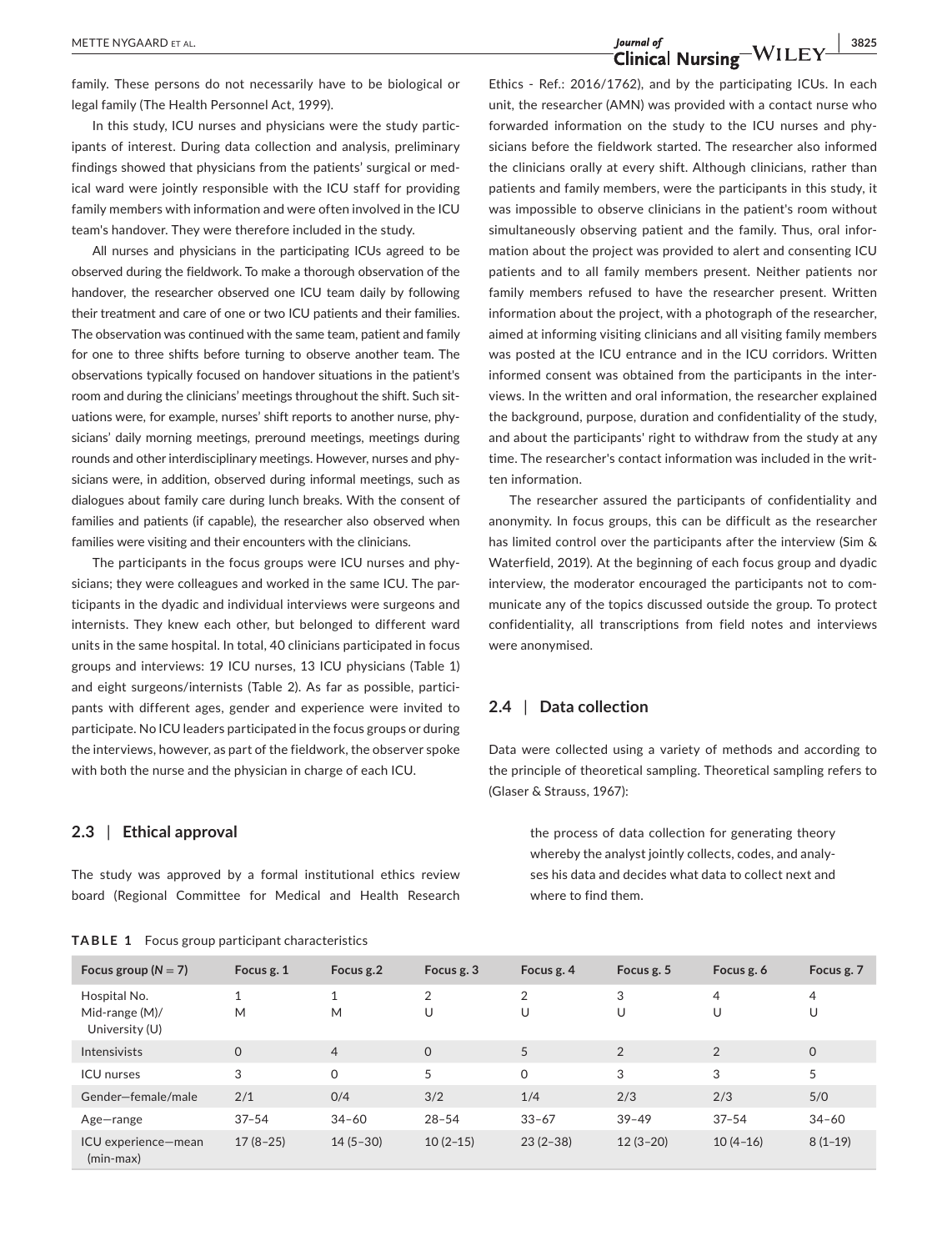family. These persons do not necessarily have to be biological or legal family (The Health Personnel Act, 1999).

In this study, ICU nurses and physicians were the study participants of interest. During data collection and analysis, preliminary findings showed that physicians from the patients' surgical or medical ward were jointly responsible with the ICU staff for providing family members with information and were often involved in the ICU team's handover. They were therefore included in the study.

All nurses and physicians in the participating ICUs agreed to be observed during the fieldwork. To make a thorough observation of the handover, the researcher observed one ICU team daily by following their treatment and care of one or two ICU patients and their families. The observation was continued with the same team, patient and family for one to three shifts before turning to observe another team. The observations typically focused on handover situations in the patient's room and during the clinicians' meetings throughout the shift. Such situations were, for example, nurses' shift reports to another nurse, physicians' daily morning meetings, preround meetings, meetings during rounds and other interdisciplinary meetings. However, nurses and physicians were, in addition, observed during informal meetings, such as dialogues about family care during lunch breaks. With the consent of families and patients (if capable), the researcher also observed when families were visiting and their encounters with the clinicians.

The participants in the focus groups were ICU nurses and physicians; they were colleagues and worked in the same ICU. The participants in the dyadic and individual interviews were surgeons and internists. They knew each other, but belonged to different ward units in the same hospital. In total, 40 clinicians participated in focus groups and interviews: 19 ICU nurses, 13 ICU physicians (Table 1) and eight surgeons/internists (Table 2). As far as possible, participants with different ages, gender and experience were invited to participate. No ICU leaders participated in the focus groups or during the interviews, however, as part of the fieldwork, the observer spoke with both the nurse and the physician in charge of each ICU.

## 2.3 | Ethical approval

The study was approved by a formal institutional ethics review board (Regional Committee for Medical and Health Research Ethics - Ref.: 2016/1762), and by the participating ICUs. In each unit, the researcher (AMN) was provided with a contact nurse who forwarded information on the study to the ICU nurses and physicians before the fieldwork started. The researcher also informed the clinicians orally at every shift. Although clinicians, rather than patients and family members, were the participants in this study, it was impossible to observe clinicians in the patient's room without simultaneously observing patient and the family. Thus, oral information about the project was provided to alert and consenting ICU patients and to all family members present. Neither patients nor family members refused to have the researcher present. Written information about the project, with a photograph of the researcher, aimed at informing visiting clinicians and all visiting family members was posted at the ICU entrance and in the ICU corridors. Written informed consent was obtained from the participants in the interviews. In the written and oral information, the researcher explained the background, purpose, duration and confidentiality of the study, and about the participants' right to withdraw from the study at any time. The researcher's contact information was included in the written information.

The researcher assured the participants of confidentiality and anonymity. In focus groups, this can be difficult as the researcher has limited control over the participants after the interview (Sim & Waterfield, 2019). At the beginning of each focus group and dyadic interview, the moderator encouraged the participants not to communicate any of the topics discussed outside the group. To protect confidentiality, all transcriptions from field notes and interviews were anonymised.

## 2.4 | Data collection

Data were collected using a variety of methods and according to the principle of theoretical sampling. Theoretical sampling refers to (Glaser & Strauss, 1967):

> the process of data collection for generating theory whereby the analyst jointly collects, codes, and analyses his data and decides what data to collect next and where to find them.

**TABLE 1** Focus group participant characteristics

| Focus group (N = 7) | Focus g. 1 | Focus g.2 | Focus g. 3 | Focus g. 4 | Focus g. 5 | Focus g. 6 | Focus g. 7 |
|---|---|---|---|---|---|---|---|
| Hospital No. Mid-range (M)/ University (U) | 1 M | 1 M | 2 U | 2 U | 3 U | 4 U | 4 U |
| Intensivists | 0 | 4 | 0 | 5 | 2 | 2 | 0 |
| ICU nurses | 3 | 0 | 5 | 0 | 3 | 3 | 5 |
| Gender—female/male | 2/1 | 0/4 | 3/2 | 1/4 | 2/3 | 2/3 | 5/0 |
| Age—range | 37–54 | 34–60 | 28–54 | 33–67 | 39–49 | 37–54 | 34–60 |
| ICU experience—mean (min-max) | 17 (8–25) | 14 (5–30) | 10 (2–15) | 23 (2–38) | 12 (3–20) | 10 (4–16) | 8 (1–19) |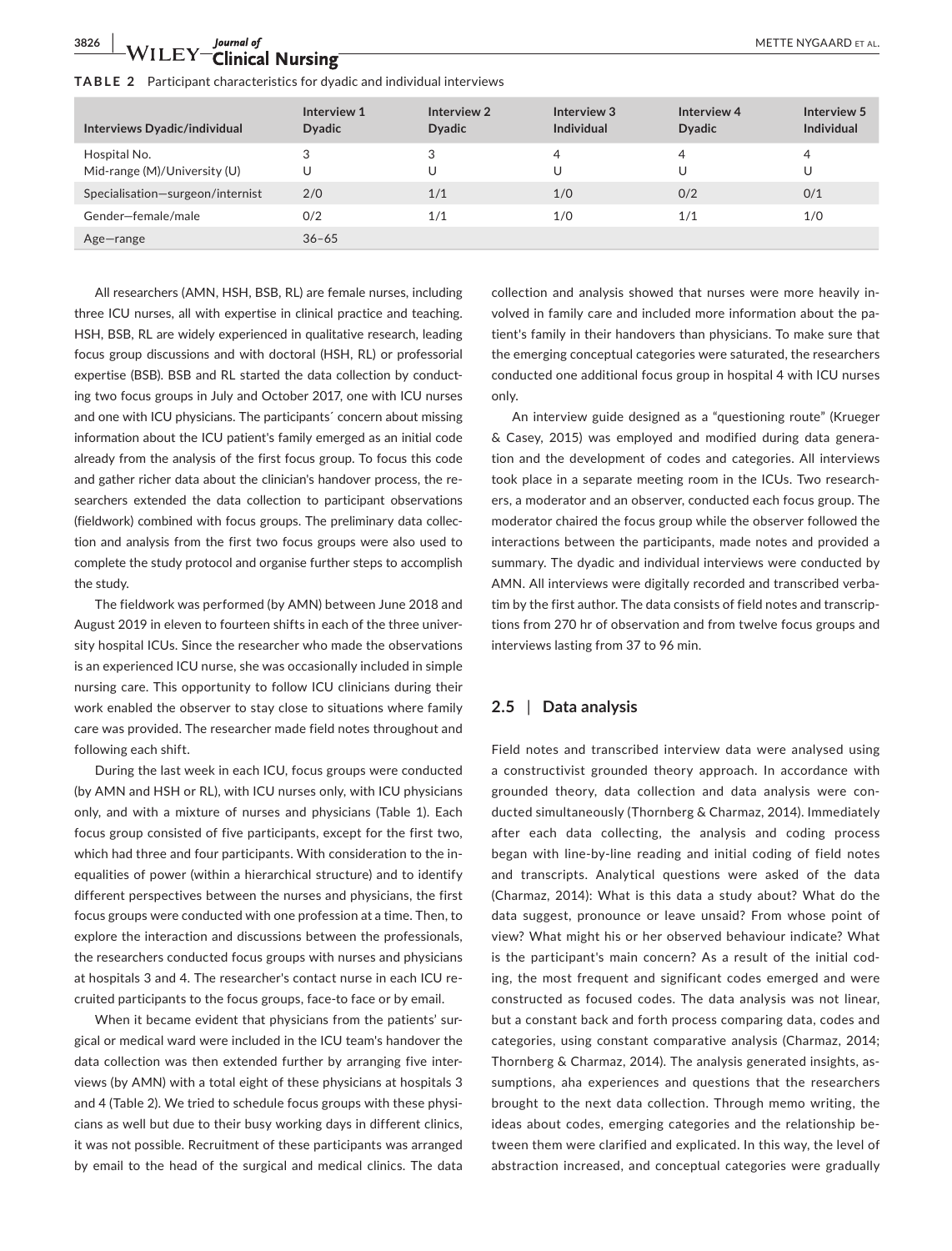**TABLE 2** Participant characteristics for dyadic and individual interviews

| Interviews Dyadic/individual | Interview 1 Dyadic | Interview 2 Dyadic | Interview 3 Individual | Interview 4 Dyadic | Interview 5 Individual |
|---|---|---|---|---|---|
| Hospital No. Mid-range (M)/University (U) | 3 U | 3 U | 4 U | 4 U | 4 U |
| Specialisation—surgeon/internist | 2/0 | 1/1 | 1/0 | 0/2 | 0/1 |
| Gender—female/male | 0/2 | 1/1 | 1/0 | 1/1 | 1/0 |
| Age—range | 36–65 | | | | |

All researchers (AMN, HSH, BSB, RL) are female nurses, including three ICU nurses, all with expertise in clinical practice and teaching. HSH, BSB, RL are widely experienced in qualitative research, leading focus group discussions and with doctoral (HSH, RL) or professorial expertise (BSB). BSB and RL started the data collection by conducting two focus groups in July and October 2017, one with ICU nurses and one with ICU physicians. The participants´ concern about missing information about the ICU patient's family emerged as an initial code already from the analysis of the first focus group. To focus this code and gather richer data about the clinician's handover process, the researchers extended the data collection to participant observations (fieldwork) combined with focus groups. The preliminary data collection and analysis from the first two focus groups were also used to complete the study protocol and organise further steps to accomplish the study.

The fieldwork was performed (by AMN) between June 2018 and August 2019 in eleven to fourteen shifts in each of the three university hospital ICUs. Since the researcher who made the observations is an experienced ICU nurse, she was occasionally included in simple nursing care. This opportunity to follow ICU clinicians during their work enabled the observer to stay close to situations where family care was provided. The researcher made field notes throughout and following each shift.

During the last week in each ICU, focus groups were conducted (by AMN and HSH or RL), with ICU nurses only, with ICU physicians only, and with a mixture of nurses and physicians (Table 1). Each focus group consisted of five participants, except for the first two, which had three and four participants. With consideration to the inequalities of power (within a hierarchical structure) and to identify different perspectives between the nurses and physicians, the first focus groups were conducted with one profession at a time. Then, to explore the interaction and discussions between the professionals, the researchers conducted focus groups with nurses and physicians at hospitals 3 and 4. The researcher's contact nurse in each ICU recruited participants to the focus groups, face-to face or by email.

When it became evident that physicians from the patients' surgical or medical ward were included in the ICU team's handover the data collection was then extended further by arranging five interviews (by AMN) with a total eight of these physicians at hospitals 3 and 4 (Table 2). We tried to schedule focus groups with these physicians as well but due to their busy working days in different clinics, it was not possible. Recruitment of these participants was arranged by email to the head of the surgical and medical clinics. The data collection and analysis showed that nurses were more heavily involved in family care and included more information about the patient's family in their handovers than physicians. To make sure that the emerging conceptual categories were saturated, the researchers conducted one additional focus group in hospital 4 with ICU nurses only.

An interview guide designed as a "questioning route" (Krueger & Casey, 2015) was employed and modified during data generation and the development of codes and categories. All interviews took place in a separate meeting room in the ICUs. Two researchers, a moderator and an observer, conducted each focus group. The moderator chaired the focus group while the observer followed the interactions between the participants, made notes and provided a summary. The dyadic and individual interviews were conducted by AMN. All interviews were digitally recorded and transcribed verbatim by the first author. The data consists of field notes and transcriptions from 270 hr of observation and from twelve focus groups and interviews lasting from 37 to 96 min.

## 2.5 | Data analysis

Field notes and transcribed interview data were analysed using a constructivist grounded theory approach. In accordance with grounded theory, data collection and data analysis were conducted simultaneously (Thornberg & Charmaz, 2014). Immediately after each data collecting, the analysis and coding process began with line-by-line reading and initial coding of field notes and transcripts. Analytical questions were asked of the data (Charmaz, 2014): What is this data a study about? What do the data suggest, pronounce or leave unsaid? From whose point of view? What might his or her observed behaviour indicate? What is the participant's main concern? As a result of the initial coding, the most frequent and significant codes emerged and were constructed as focused codes. The data analysis was not linear, but a constant back and forth process comparing data, codes and categories, using constant comparative analysis (Charmaz, 2014; Thornberg & Charmaz, 2014). The analysis generated insights, assumptions, aha experiences and questions that the researchers brought to the next data collection. Through memo writing, the ideas about codes, emerging categories and the relationship between them were clarified and explicated. In this way, the level of abstraction increased, and conceptual categories were gradually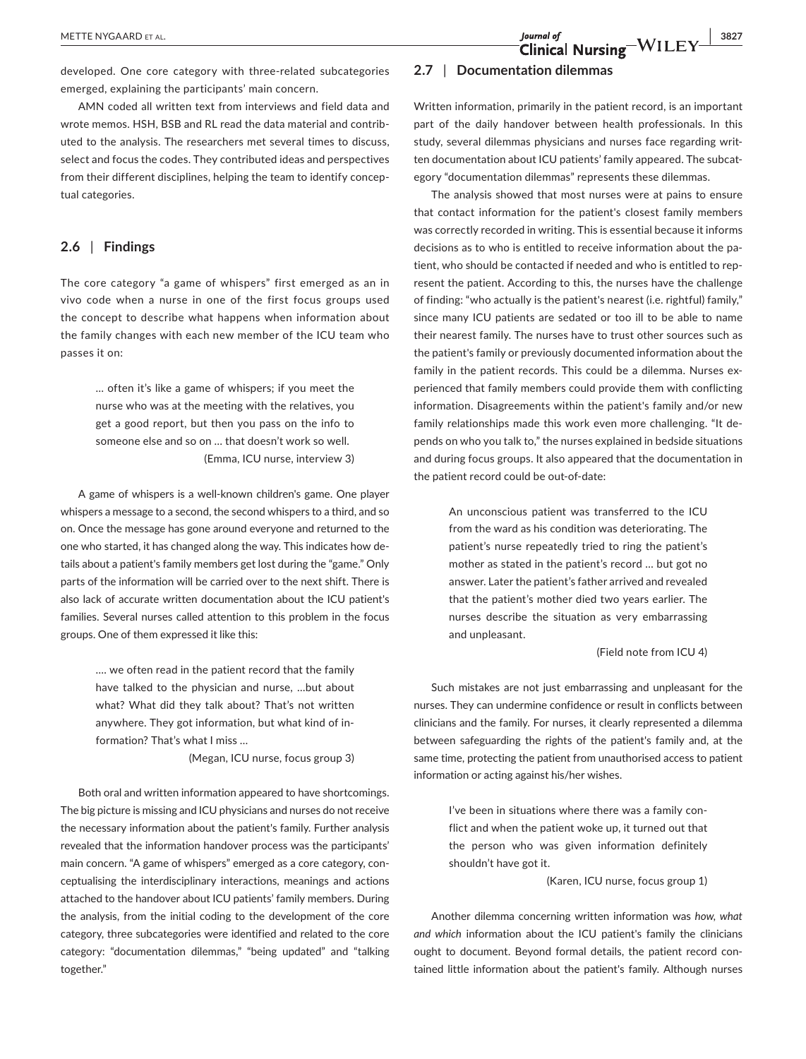developed. One core category with three-related subcategories emerged, explaining the participants' main concern.

AMN coded all written text from interviews and field data and wrote memos. HSH, BSB and RL read the data material and contributed to the analysis. The researchers met several times to discuss, select and focus the codes. They contributed ideas and perspectives from their different disciplines, helping the team to identify conceptual categories.

## 2.6 | Findings

The core category "a game of whispers" first emerged as an in vivo code when a nurse in one of the first focus groups used the concept to describe what happens when information about the family changes with each new member of the ICU team who passes it on:

> … often it's like a game of whispers; if you meet the nurse who was at the meeting with the relatives, you get a good report, but then you pass on the info to someone else and so on … that doesn't work so well.
>
> (Emma, ICU nurse, interview 3)

A game of whispers is a well-known children's game. One player whispers a message to a second, the second whispers to a third, and so on. Once the message has gone around everyone and returned to the one who started, it has changed along the way. This indicates how details about a patient's family members get lost during the "game." Only parts of the information will be carried over to the next shift. There is also lack of accurate written documentation about the ICU patient's families. Several nurses called attention to this problem in the focus groups. One of them expressed it like this:

> …. we often read in the patient record that the family have talked to the physician and nurse, …but about what? What did they talk about? That's not written anywhere. They got information, but what kind of information? That's what I miss …
>
> (Megan, ICU nurse, focus group 3)

Both oral and written information appeared to have shortcomings. The big picture is missing and ICU physicians and nurses do not receive the necessary information about the patient's family. Further analysis revealed that the information handover process was the participants' main concern. "A game of whispers" emerged as a core category, conceptualising the interdisciplinary interactions, meanings and actions attached to the handover about ICU patients' family members. During the analysis, from the initial coding to the development of the core category, three subcategories were identified and related to the core category: "documentation dilemmas," "being updated" and "talking together."

## 2.7 | Documentation dilemmas

Written information, primarily in the patient record, is an important part of the daily handover between health professionals. In this study, several dilemmas physicians and nurses face regarding written documentation about ICU patients' family appeared. The subcategory "documentation dilemmas" represents these dilemmas.

The analysis showed that most nurses were at pains to ensure that contact information for the patient's closest family members was correctly recorded in writing. This is essential because it informs decisions as to who is entitled to receive information about the patient, who should be contacted if needed and who is entitled to represent the patient. According to this, the nurses have the challenge of finding: "who actually is the patient's nearest (i.e. rightful) family," since many ICU patients are sedated or too ill to be able to name their nearest family. The nurses have to trust other sources such as the patient's family or previously documented information about the family in the patient records. This could be a dilemma. Nurses experienced that family members could provide them with conflicting information. Disagreements within the patient's family and/or new family relationships made this work even more challenging. "It depends on who you talk to," the nurses explained in bedside situations and during focus groups. It also appeared that the documentation in the patient record could be out-of-date:

> An unconscious patient was transferred to the ICU from the ward as his condition was deteriorating. The patient's nurse repeatedly tried to ring the patient's mother as stated in the patient's record … but got no answer. Later the patient's father arrived and revealed that the patient's mother died two years earlier. The nurses describe the situation as very embarrassing and unpleasant.
>
> (Field note from ICU 4)

Such mistakes are not just embarrassing and unpleasant for the nurses. They can undermine confidence or result in conflicts between clinicians and the family. For nurses, it clearly represented a dilemma between safeguarding the rights of the patient's family and, at the same time, protecting the patient from unauthorised access to patient information or acting against his/her wishes.

> I've been in situations where there was a family conflict and when the patient woke up, it turned out that the person who was given information definitely shouldn't have got it.
>
> (Karen, ICU nurse, focus group 1)

Another dilemma concerning written information was *how, what and which* information about the ICU patient's family the clinicians ought to document. Beyond formal details, the patient record contained little information about the patient's family. Although nurses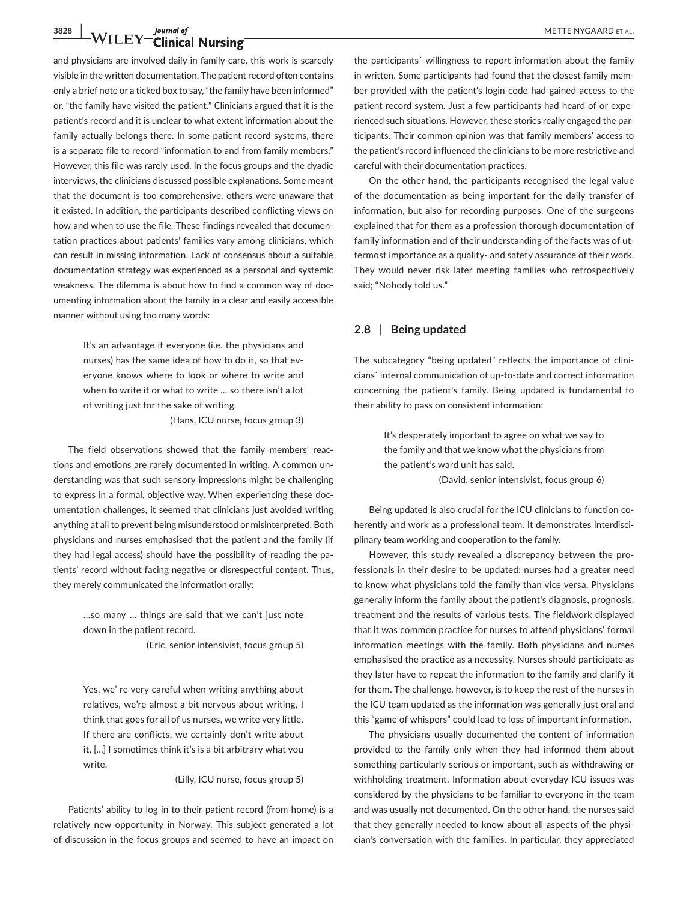and physicians are involved daily in family care, this work is scarcely visible in the written documentation. The patient record often contains only a brief note or a ticked box to say, "the family have been informed" or, "the family have visited the patient." Clinicians argued that it is the patient's record and it is unclear to what extent information about the family actually belongs there. In some patient record systems, there is a separate file to record "information to and from family members." However, this file was rarely used. In the focus groups and the dyadic interviews, the clinicians discussed possible explanations. Some meant that the document is too comprehensive, others were unaware that it existed. In addition, the participants described conflicting views on how and when to use the file. These findings revealed that documentation practices about patients' families vary among clinicians, which can result in missing information. Lack of consensus about a suitable documentation strategy was experienced as a personal and systemic weakness. The dilemma is about how to find a common way of documenting information about the family in a clear and easily accessible manner without using too many words:

> It's an advantage if everyone (i.e. the physicians and nurses) has the same idea of how to do it, so that everyone knows where to look or where to write and when to write it or what to write … so there isn't a lot of writing just for the sake of writing.
>
> (Hans, ICU nurse, focus group 3)

The field observations showed that the family members' reactions and emotions are rarely documented in writing. A common understanding was that such sensory impressions might be challenging to express in a formal, objective way. When experiencing these documentation challenges, it seemed that clinicians just avoided writing anything at all to prevent being misunderstood or misinterpreted. Both physicians and nurses emphasised that the patient and the family (if they had legal access) should have the possibility of reading the patients' record without facing negative or disrespectful content. Thus, they merely communicated the information orally:

> …so many … things are said that we can't just note down in the patient record.
>
> (Eric, senior intensivist, focus group 5)

> Yes, we' re very careful when writing anything about relatives, we're almost a bit nervous about writing, I think that goes for all of us nurses, we write very little. If there are conflicts, we certainly don't write about it, […] I sometimes think it's is a bit arbitrary what you write.
>
> (Lilly, ICU nurse, focus group 5)

Patients' ability to log in to their patient record (from home) is a relatively new opportunity in Norway. This subject generated a lot of discussion in the focus groups and seemed to have an impact on the participants´ willingness to report information about the family in written. Some participants had found that the closest family member provided with the patient's login code had gained access to the patient record system. Just a few participants had heard of or experienced such situations. However, these stories really engaged the participants. Their common opinion was that family members' access to the patient's record influenced the clinicians to be more restrictive and careful with their documentation practices.

On the other hand, the participants recognised the legal value of the documentation as being important for the daily transfer of information, but also for recording purposes. One of the surgeons explained that for them as a profession thorough documentation of family information and of their understanding of the facts was of uttermost importance as a quality- and safety assurance of their work. They would never risk later meeting families who retrospectively said; "Nobody told us."

## 2.8 | Being updated

The subcategory "being updated" reflects the importance of clinicians´ internal communication of up-to-date and correct information concerning the patient's family. Being updated is fundamental to their ability to pass on consistent information:

> It's desperately important to agree on what we say to the family and that we know what the physicians from the patient's ward unit has said.
>
> (David, senior intensivist, focus group 6)

Being updated is also crucial for the ICU clinicians to function coherently and work as a professional team. It demonstrates interdisciplinary team working and cooperation to the family.

However, this study revealed a discrepancy between the professionals in their desire to be updated: nurses had a greater need to know what physicians told the family than vice versa. Physicians generally inform the family about the patient's diagnosis, prognosis, treatment and the results of various tests. The fieldwork displayed that it was common practice for nurses to attend physicians' formal information meetings with the family. Both physicians and nurses emphasised the practice as a necessity. Nurses should participate as they later have to repeat the information to the family and clarify it for them. The challenge, however, is to keep the rest of the nurses in the ICU team updated as the information was generally just oral and this "game of whispers" could lead to loss of important information.

The physicians usually documented the content of information provided to the family only when they had informed them about something particularly serious or important, such as withdrawing or withholding treatment. Information about everyday ICU issues was considered by the physicians to be familiar to everyone in the team and was usually not documented. On the other hand, the nurses said that they generally needed to know about all aspects of the physician's conversation with the families. In particular, they appreciated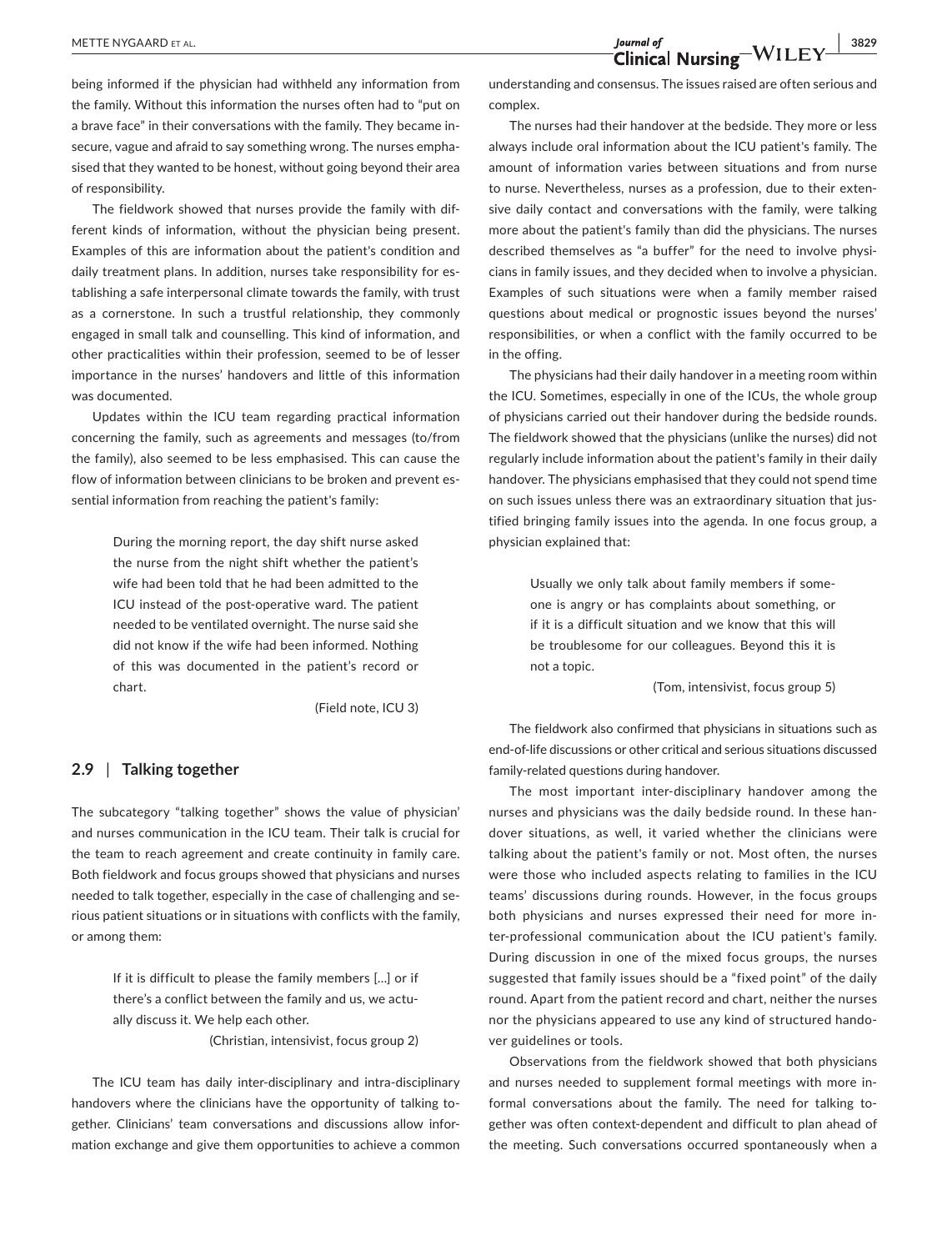being informed if the physician had withheld any information from the family. Without this information the nurses often had to "put on a brave face" in their conversations with the family. They became insecure, vague and afraid to say something wrong. The nurses emphasised that they wanted to be honest, without going beyond their area of responsibility.

The fieldwork showed that nurses provide the family with different kinds of information, without the physician being present. Examples of this are information about the patient's condition and daily treatment plans. In addition, nurses take responsibility for establishing a safe interpersonal climate towards the family, with trust as a cornerstone. In such a trustful relationship, they commonly engaged in small talk and counselling. This kind of information, and other practicalities within their profession, seemed to be of lesser importance in the nurses' handovers and little of this information was documented.

Updates within the ICU team regarding practical information concerning the family, such as agreements and messages (to/from the family), also seemed to be less emphasised. This can cause the flow of information between clinicians to be broken and prevent essential information from reaching the patient's family:

> During the morning report, the day shift nurse asked the nurse from the night shift whether the patient's wife had been told that he had been admitted to the ICU instead of the post-operative ward. The patient needed to be ventilated overnight. The nurse said she did not know if the wife had been informed. Nothing of this was documented in the patient's record or chart.
>
> (Field note, ICU 3)

## 2.9 | Talking together

The subcategory "talking together" shows the value of physician' and nurses communication in the ICU team. Their talk is crucial for the team to reach agreement and create continuity in family care. Both fieldwork and focus groups showed that physicians and nurses needed to talk together, especially in the case of challenging and serious patient situations or in situations with conflicts with the family, or among them:

> If it is difficult to please the family members […] or if there's a conflict between the family and us, we actually discuss it. We help each other.
>
> (Christian, intensivist, focus group 2)

The ICU team has daily inter-disciplinary and intra-disciplinary handovers where the clinicians have the opportunity of talking together. Clinicians' team conversations and discussions allow information exchange and give them opportunities to achieve a common understanding and consensus. The issues raised are often serious and complex.

The nurses had their handover at the bedside. They more or less always include oral information about the ICU patient's family. The amount of information varies between situations and from nurse to nurse. Nevertheless, nurses as a profession, due to their extensive daily contact and conversations with the family, were talking more about the patient's family than did the physicians. The nurses described themselves as "a buffer" for the need to involve physicians in family issues, and they decided when to involve a physician. Examples of such situations were when a family member raised questions about medical or prognostic issues beyond the nurses' responsibilities, or when a conflict with the family occurred to be in the offing.

The physicians had their daily handover in a meeting room within the ICU. Sometimes, especially in one of the ICUs, the whole group of physicians carried out their handover during the bedside rounds. The fieldwork showed that the physicians (unlike the nurses) did not regularly include information about the patient's family in their daily handover. The physicians emphasised that they could not spend time on such issues unless there was an extraordinary situation that justified bringing family issues into the agenda. In one focus group, a physician explained that:

> Usually we only talk about family members if someone is angry or has complaints about something, or if it is a difficult situation and we know that this will be troublesome for our colleagues. Beyond this it is not a topic.
>
> (Tom, intensivist, focus group 5)

The fieldwork also confirmed that physicians in situations such as end-of-life discussions or other critical and serious situations discussed family-related questions during handover.

The most important inter-disciplinary handover among the nurses and physicians was the daily bedside round. In these handover situations, as well, it varied whether the clinicians were talking about the patient's family or not. Most often, the nurses were those who included aspects relating to families in the ICU teams' discussions during rounds. However, in the focus groups both physicians and nurses expressed their need for more inter-professional communication about the ICU patient's family. During discussion in one of the mixed focus groups, the nurses suggested that family issues should be a "fixed point" of the daily round. Apart from the patient record and chart, neither the nurses nor the physicians appeared to use any kind of structured handover guidelines or tools.

Observations from the fieldwork showed that both physicians and nurses needed to supplement formal meetings with more informal conversations about the family. The need for talking together was often context-dependent and difficult to plan ahead of the meeting. Such conversations occurred spontaneously when a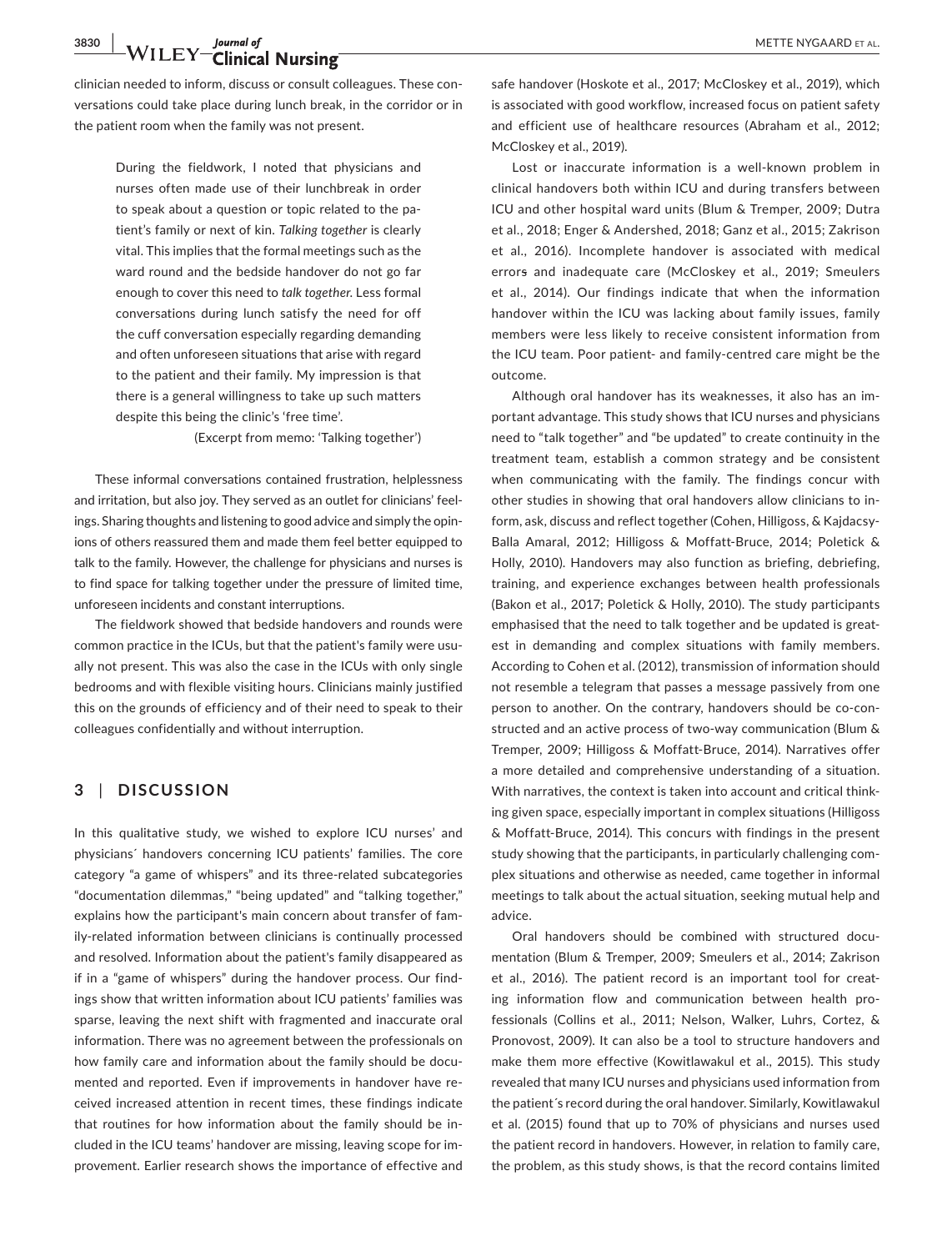clinician needed to inform, discuss or consult colleagues. These conversations could take place during lunch break, in the corridor or in the patient room when the family was not present.

> During the fieldwork, I noted that physicians and nurses often made use of their lunchbreak in order to speak about a question or topic related to the patient's family or next of kin. *Talking together* is clearly vital. This implies that the formal meetings such as the ward round and the bedside handover do not go far enough to cover this need to *talk together*. Less formal conversations during lunch satisfy the need for off the cuff conversation especially regarding demanding and often unforeseen situations that arise with regard to the patient and their family. My impression is that there is a general willingness to take up such matters despite this being the clinic's 'free time'.
>
> (Excerpt from memo: 'Talking together')

These informal conversations contained frustration, helplessness and irritation, but also joy. They served as an outlet for clinicians' feelings. Sharing thoughts and listening to good advice and simply the opinions of others reassured them and made them feel better equipped to talk to the family. However, the challenge for physicians and nurses is to find space for talking together under the pressure of limited time, unforeseen incidents and constant interruptions.

The fieldwork showed that bedside handovers and rounds were common practice in the ICUs, but that the patient's family were usually not present. This was also the case in the ICUs with only single bedrooms and with flexible visiting hours. Clinicians mainly justified this on the grounds of efficiency and of their need to speak to their colleagues confidentially and without interruption.

## 3 | DISCUSSION

In this qualitative study, we wished to explore ICU nurses' and physicians´ handovers concerning ICU patients' families. The core category "a game of whispers" and its three-related subcategories "documentation dilemmas," "being updated" and "talking together," explains how the participant's main concern about transfer of family-related information between clinicians is continually processed and resolved. Information about the patient's family disappeared as if in a "game of whispers" during the handover process. Our findings show that written information about ICU patients' families was sparse, leaving the next shift with fragmented and inaccurate oral information. There was no agreement between the professionals on how family care and information about the family should be documented and reported. Even if improvements in handover have received increased attention in recent times, these findings indicate that routines for how information about the family should be included in the ICU teams' handover are missing, leaving scope for improvement. Earlier research shows the importance of effective and safe handover (Hoskote et al., 2017; McCloskey et al., 2019), which is associated with good workflow, increased focus on patient safety and efficient use of healthcare resources (Abraham et al., 2012; McCloskey et al., 2019).

Lost or inaccurate information is a well-known problem in clinical handovers both within ICU and during transfers between ICU and other hospital ward units (Blum & Tremper, 2009; Dutra et al., 2018; Enger & Andershed, 2018; Ganz et al., 2015; Zakrison et al., 2016). Incomplete handover is associated with medical errors and inadequate care (McCloskey et al., 2019; Smeulers et al., 2014). Our findings indicate that when the information handover within the ICU was lacking about family issues, family members were less likely to receive consistent information from the ICU team. Poor patient- and family-centred care might be the outcome.

Although oral handover has its weaknesses, it also has an important advantage. This study shows that ICU nurses and physicians need to "talk together" and "be updated" to create continuity in the treatment team, establish a common strategy and be consistent when communicating with the family. The findings concur with other studies in showing that oral handovers allow clinicians to inform, ask, discuss and reflect together (Cohen, Hilligoss, & Kajdacsy-Balla Amaral, 2012; Hilligoss & Moffatt-Bruce, 2014; Poletick & Holly, 2010). Handovers may also function as briefing, debriefing, training, and experience exchanges between health professionals (Bakon et al., 2017; Poletick & Holly, 2010). The study participants emphasised that the need to talk together and be updated is greatest in demanding and complex situations with family members. According to Cohen et al. (2012), transmission of information should not resemble a telegram that passes a message passively from one person to another. On the contrary, handovers should be co-constructed and an active process of two-way communication (Blum & Tremper, 2009; Hilligoss & Moffatt-Bruce, 2014). Narratives offer a more detailed and comprehensive understanding of a situation. With narratives, the context is taken into account and critical thinking given space, especially important in complex situations (Hilligoss & Moffatt-Bruce, 2014). This concurs with findings in the present study showing that the participants, in particularly challenging complex situations and otherwise as needed, came together in informal meetings to talk about the actual situation, seeking mutual help and advice.

Oral handovers should be combined with structured documentation (Blum & Tremper, 2009; Smeulers et al., 2014; Zakrison et al., 2016). The patient record is an important tool for creating information flow and communication between health professionals (Collins et al., 2011; Nelson, Walker, Luhrs, Cortez, & Pronovost, 2009). It can also be a tool to structure handovers and make them more effective (Kowitlawakul et al., 2015). This study revealed that many ICU nurses and physicians used information from the patient´s record during the oral handover. Similarly, Kowitlawakul et al. (2015) found that up to 70% of physicians and nurses used the patient record in handovers. However, in relation to family care, the problem, as this study shows, is that the record contains limited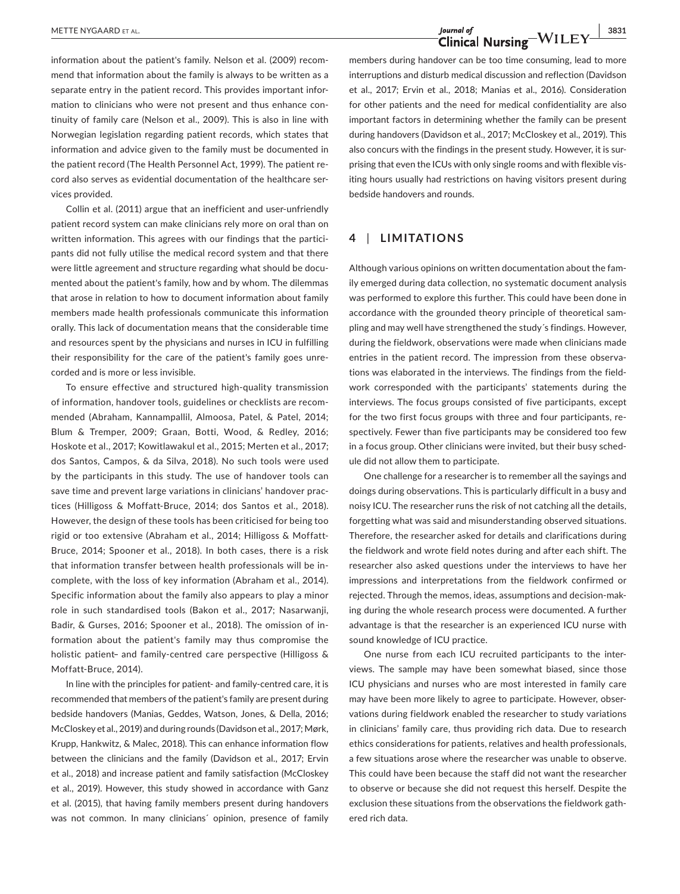information about the patient's family. Nelson et al. (2009) recommend that information about the family is always to be written as a separate entry in the patient record. This provides important information to clinicians who were not present and thus enhance continuity of family care (Nelson et al., 2009). This is also in line with Norwegian legislation regarding patient records, which states that information and advice given to the family must be documented in the patient record (The Health Personnel Act, 1999). The patient record also serves as evidential documentation of the healthcare services provided.

Collin et al. (2011) argue that an inefficient and user-unfriendly patient record system can make clinicians rely more on oral than on written information. This agrees with our findings that the participants did not fully utilise the medical record system and that there were little agreement and structure regarding what should be documented about the patient's family, how and by whom. The dilemmas that arose in relation to how to document information about family members made health professionals communicate this information orally. This lack of documentation means that the considerable time and resources spent by the physicians and nurses in ICU in fulfilling their responsibility for the care of the patient's family goes unrecorded and is more or less invisible.

To ensure effective and structured high-quality transmission of information, handover tools, guidelines or checklists are recommended (Abraham, Kannampallil, Almoosa, Patel, & Patel, 2014; Blum & Tremper, 2009; Graan, Botti, Wood, & Redley, 2016; Hoskote et al., 2017; Kowitlawakul et al., 2015; Merten et al., 2017; dos Santos, Campos, & da Silva, 2018). No such tools were used by the participants in this study. The use of handover tools can save time and prevent large variations in clinicians' handover practices (Hilligoss & Moffatt-Bruce, 2014; dos Santos et al., 2018). However, the design of these tools has been criticised for being too rigid or too extensive (Abraham et al., 2014; Hilligoss & Moffatt-Bruce, 2014; Spooner et al., 2018). In both cases, there is a risk that information transfer between health professionals will be incomplete, with the loss of key information (Abraham et al., 2014). Specific information about the family also appears to play a minor role in such standardised tools (Bakon et al., 2017; Nasarwanji, Badir, & Gurses, 2016; Spooner et al., 2018). The omission of information about the patient's family may thus compromise the holistic patient– and family-centred care perspective (Hilligoss & Moffatt-Bruce, 2014).

In line with the principles for patient- and family-centred care, it is recommended that members of the patient's family are present during bedside handovers (Manias, Geddes, Watson, Jones, & Della, 2016; McCloskey et al., 2019) and during rounds (Davidson et al., 2017; Mørk, Krupp, Hankwitz, & Malec, 2018). This can enhance information flow between the clinicians and the family (Davidson et al., 2017; Ervin et al., 2018) and increase patient and family satisfaction (McCloskey et al., 2019). However, this study showed in accordance with Ganz et al. (2015), that having family members present during handovers was not common. In many clinicians´ opinion, presence of family members during handover can be too time consuming, lead to more interruptions and disturb medical discussion and reflection (Davidson et al., 2017; Ervin et al., 2018; Manias et al., 2016). Consideration for other patients and the need for medical confidentiality are also important factors in determining whether the family can be present during handovers (Davidson et al., 2017; McCloskey et al., 2019). This also concurs with the findings in the present study. However, it is surprising that even the ICUs with only single rooms and with flexible visiting hours usually had restrictions on having visitors present during bedside handovers and rounds.

## 4 | LIMITATIONS

Although various opinions on written documentation about the family emerged during data collection, no systematic document analysis was performed to explore this further. This could have been done in accordance with the grounded theory principle of theoretical sampling and may well have strengthened the study´s findings. However, during the fieldwork, observations were made when clinicians made entries in the patient record. The impression from these observations was elaborated in the interviews. The findings from the fieldwork corresponded with the participants' statements during the interviews. The focus groups consisted of five participants, except for the two first focus groups with three and four participants, respectively. Fewer than five participants may be considered too few in a focus group. Other clinicians were invited, but their busy schedule did not allow them to participate.

One challenge for a researcher is to remember all the sayings and doings during observations. This is particularly difficult in a busy and noisy ICU. The researcher runs the risk of not catching all the details, forgetting what was said and misunderstanding observed situations. Therefore, the researcher asked for details and clarifications during the fieldwork and wrote field notes during and after each shift. The researcher also asked questions under the interviews to have her impressions and interpretations from the fieldwork confirmed or rejected. Through the memos, ideas, assumptions and decision-making during the whole research process were documented. A further advantage is that the researcher is an experienced ICU nurse with sound knowledge of ICU practice.

One nurse from each ICU recruited participants to the interviews. The sample may have been somewhat biased, since those ICU physicians and nurses who are most interested in family care may have been more likely to agree to participate. However, observations during fieldwork enabled the researcher to study variations in clinicians' family care, thus providing rich data. Due to research ethics considerations for patients, relatives and health professionals, a few situations arose where the researcher was unable to observe. This could have been because the staff did not want the researcher to observe or because she did not request this herself. Despite the exclusion these situations from the observations the fieldwork gathered rich data.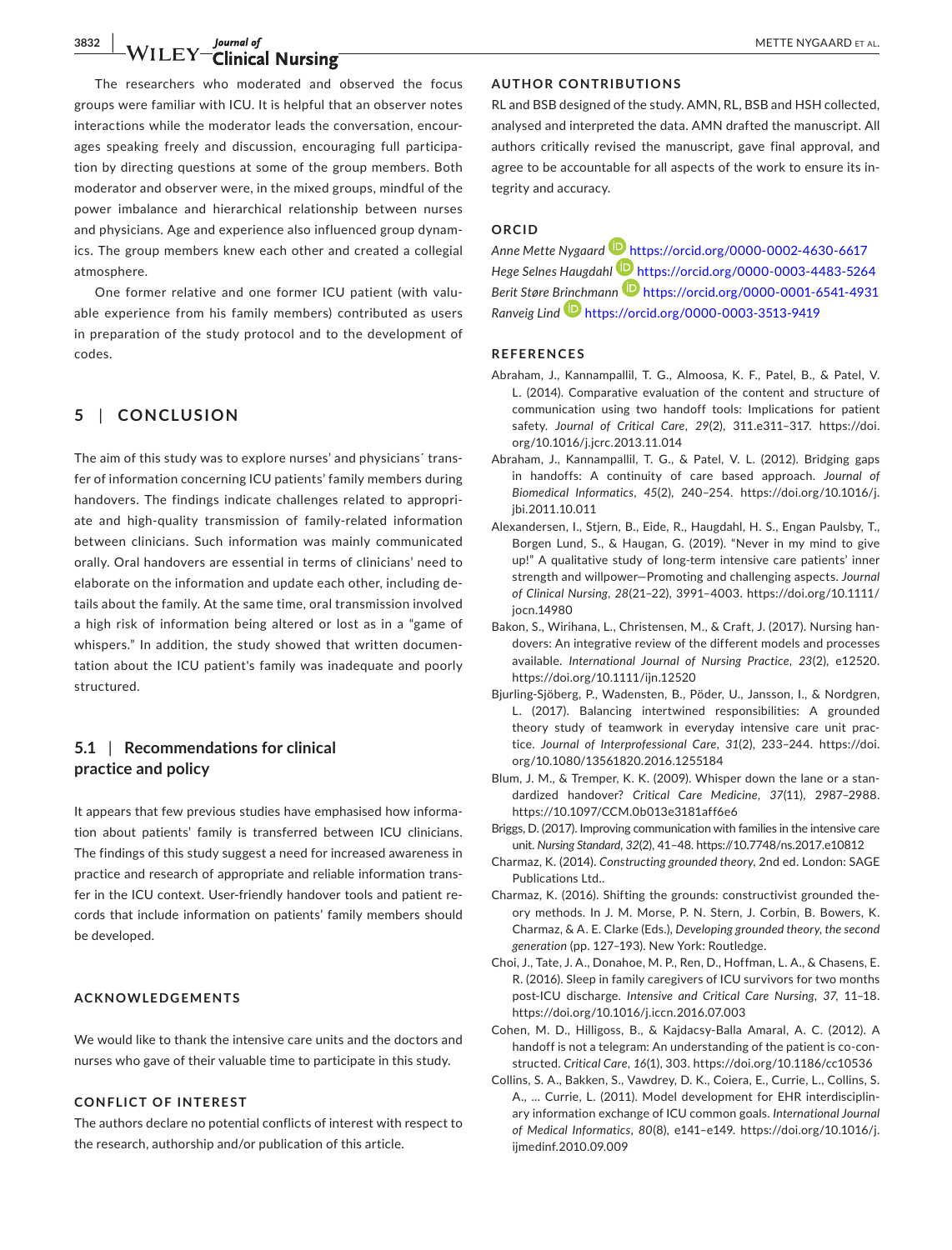The researchers who moderated and observed the focus groups were familiar with ICU. It is helpful that an observer notes interactions while the moderator leads the conversation, encourages speaking freely and discussion, encouraging full participation by directing questions at some of the group members. Both moderator and observer were, in the mixed groups, mindful of the power imbalance and hierarchical relationship between nurses and physicians. Age and experience also influenced group dynamics. The group members knew each other and created a collegial atmosphere.

One former relative and one former ICU patient (with valuable experience from his family members) contributed as users in preparation of the study protocol and to the development of codes.

## 5 | CONCLUSION

The aim of this study was to explore nurses' and physicians´ transfer of information concerning ICU patients' family members during handovers. The findings indicate challenges related to appropriate and high-quality transmission of family-related information between clinicians. Such information was mainly communicated orally. Oral handovers are essential in terms of clinicians' need to elaborate on the information and update each other, including details about the family. At the same time, oral transmission involved a high risk of information being altered or lost as in a "game of whispers." In addition, the study showed that written documentation about the ICU patient's family was inadequate and poorly structured.

### 5.1 | Recommendations for clinical practice and policy

It appears that few previous studies have emphasised how information about patients' family is transferred between ICU clinicians. The findings of this study suggest a need for increased awareness in practice and research of appropriate and reliable information transfer in the ICU context. User-friendly handover tools and patient records that include information on patients' family members should be developed.

#### ACKNOWLEDGEMENTS

We would like to thank the intensive care units and the doctors and nurses who gave of their valuable time to participate in this study.

#### CONFLICT OF INTEREST

The authors declare no potential conflicts of interest with respect to the research, authorship and/or publication of this article.

#### AUTHOR CONTRIBUTIONS

RL and BSB designed of the study. AMN, RL, BSB and HSH collected, analysed and interpreted the data. AMN drafted the manuscript. All authors critically revised the manuscript, gave final approval, and agree to be accountable for all aspects of the work to ensure its integrity and accuracy.

#### ORCID

*Anne Mette Nygaard* https://orcid.org/0000-0002-4630-6617
*Hege Selnes Haugdahl* https://orcid.org/0000-0003-4483-5264
*Berit Støre Brinchmann* https://orcid.org/0000-0001-6541-4931
*Ranveig Lind* https://orcid.org/0000-0003-3513-9419

#### REFERENCES

Abraham, J., Kannampallil, T. G., Almoosa, K. F., Patel, B., & Patel, V. L. (2014). Comparative evaluation of the content and structure of communication using two handoff tools: Implications for patient safety. *Journal of Critical Care*, *29*(2), 311.e311–317. https://doi.org/10.1016/j.jcrc.2013.11.014

Abraham, J., Kannampallil, T. G., & Patel, V. L. (2012). Bridging gaps in handoffs: A continuity of care based approach. *Journal of Biomedical Informatics*, *45*(2), 240–254. https://doi.org/10.1016/j.jbi.2011.10.011

Alexandersen, I., Stjern, B., Eide, R., Haugdahl, H. S., Engan Paulsby, T., Borgen Lund, S., & Haugan, G. (2019). "Never in my mind to give up!" A qualitative study of long-term intensive care patients' inner strength and willpower—Promoting and challenging aspects. *Journal of Clinical Nursing*, *28*(21–22), 3991–4003. https://doi.org/10.1111/jocn.14980

Bakon, S., Wirihana, L., Christensen, M., & Craft, J. (2017). Nursing handovers: An integrative review of the different models and processes available. *International Journal of Nursing Practice*, *23*(2), e12520. https://doi.org/10.1111/ijn.12520

Bjurling-Sjöberg, P., Wadensten, B., Pöder, U., Jansson, I., & Nordgren, L. (2017). Balancing intertwined responsibilities: A grounded theory study of teamwork in everyday intensive care unit practice. *Journal of Interprofessional Care*, *31*(2), 233–244. https://doi.org/10.1080/13561820.2016.1255184

Blum, J. M., & Tremper, K. K. (2009). Whisper down the lane or a standardized handover? *Critical Care Medicine*, *37*(11), 2987–2988. https://10.1097/CCM.0b013e3181aff6e6

Briggs, D. (2017). Improving communication with families in the intensive care unit. *Nursing Standard*, *32*(2), 41–48. https://10.7748/ns.2017.e10812

Charmaz, K. (2014). *Constructing grounded theory*, 2nd ed. London: SAGE Publications Ltd..

Charmaz, K. (2016). Shifting the grounds: constructivist grounded theory methods. In J. M. Morse, P. N. Stern, J. Corbin, B. Bowers, K. Charmaz, & A. E. Clarke (Eds.), *Developing grounded theory, the second generation* (pp. 127–193). New York: Routledge.

Choi, J., Tate, J. A., Donahoe, M. P., Ren, D., Hoffman, L. A., & Chasens, E. R. (2016). Sleep in family caregivers of ICU survivors for two months post-ICU discharge. *Intensive and Critical Care Nursing*, *37*, 11–18. https://doi.org/10.1016/j.iccn.2016.07.003

Cohen, M. D., Hilligoss, B., & Kajdacsy-Balla Amaral, A. C. (2012). A handoff is not a telegram: An understanding of the patient is co-constructed. *Critical Care*, *16*(1), 303. https://doi.org/10.1186/cc10536

Collins, S. A., Bakken, S., Vawdrey, D. K., Coiera, E., Currie, L., Collins, S. A., ... Currie, L. (2011). Model development for EHR interdisciplinary information exchange of ICU common goals. *International Journal of Medical Informatics*, *80*(8), e141–e149. https://doi.org/10.1016/j.ijmedinf.2010.09.009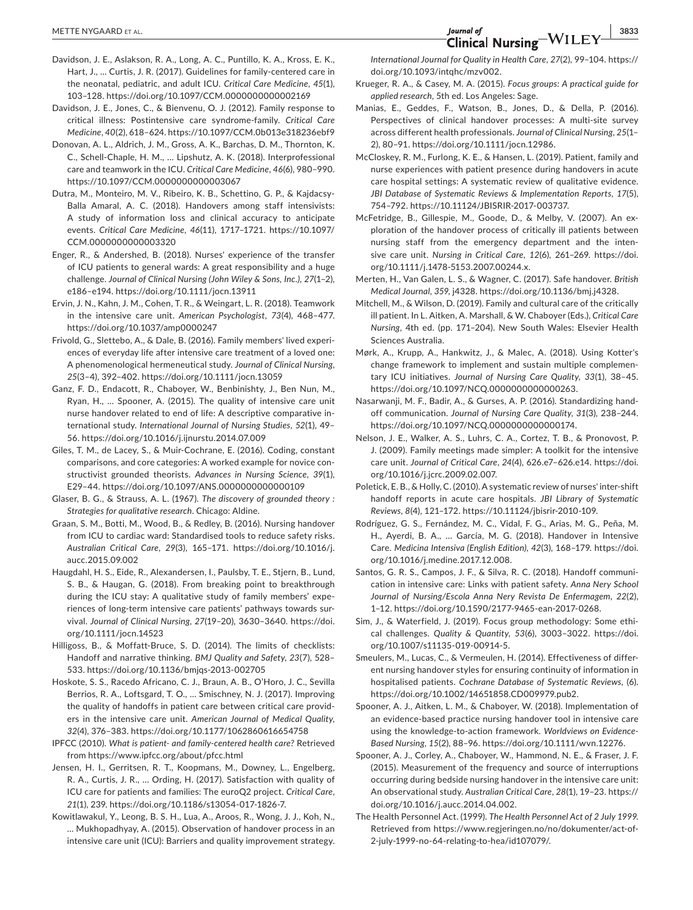Davidson, J. E., Aslakson, R. A., Long, A. C., Puntillo, K. A., Kross, E. K., Hart, J., … Curtis, J. R. (2017). Guidelines for family-centered care in the neonatal, pediatric, and adult ICU. *Critical Care Medicine*, *45*(1), 103–128. https://doi.org/10.1097/CCM.0000000000002169

Davidson, J. E., Jones, C., & Bienvenu, O. J. (2012). Family response to critical illness: Postintensive care syndrome-family. *Critical Care Medicine*, *40*(2), 618–624. https://10.1097/CCM.0b013e318236ebf9

Donovan, A. L., Aldrich, J. M., Gross, A. K., Barchas, D. M., Thornton, K. C., Schell-Chaple, H. M., … Lipshutz, A. K. (2018). Interprofessional care and teamwork in the ICU. *Critical Care Medicine*, *46*(6), 980–990. https://10.1097/CCM.0000000000003067

Dutra, M., Monteiro, M. V., Ribeiro, K. B., Schettino, G. P., & Kajdacsy-Balla Amaral, A. C. (2018). Handovers among staff intensivists: A study of information loss and clinical accuracy to anticipate events. *Critical Care Medicine*, *46*(11), 1717–1721. https://10.1097/CCM.0000000000003320

Enger, R., & Andershed, B. (2018). Nurses' experience of the transfer of ICU patients to general wards: A great responsibility and a huge challenge. *Journal of Clinical Nursing (John Wiley & Sons, Inc.)*, *27*(1–2), e186–e194. https://doi.org/10.1111/jocn.13911

Ervin, J. N., Kahn, J. M., Cohen, T. R., & Weingart, L. R. (2018). Teamwork in the intensive care unit. *American Psychologist*, *73*(4), 468–477. https://doi.org/10.1037/amp0000247

Frivold, G., Slettebo, A., & Dale, B. (2016). Family members' lived experiences of everyday life after intensive care treatment of a loved one: A phenomenological hermeneutical study. *Journal of Clinical Nursing*, *25*(3–4), 392–402. https://doi.org/10.1111/jocn.13059

Ganz, F. D., Endacott, R., Chaboyer, W., Benbinishty, J., Ben Nun, M., Ryan, H., … Spooner, A. (2015). The quality of intensive care unit nurse handover related to end of life: A descriptive comparative international study. *International Journal of Nursing Studies*, *52*(1), 49–56. https://doi.org/10.1016/j.ijnurstu.2014.07.009

Giles, T. M., de Lacey, S., & Muir-Cochrane, E. (2016). Coding, constant comparisons, and core categories: A worked example for novice constructivist grounded theorists. *Advances in Nursing Science*, *39*(1), E29–44. https://doi.org/10.1097/ANS.0000000000000109

Glaser, B. G., & Strauss, A. L. (1967). *The discovery of grounded theory : Strategies for qualitative research*. Chicago: Aldine.

Graan, S. M., Botti, M., Wood, B., & Redley, B. (2016). Nursing handover from ICU to cardiac ward: Standardised tools to reduce safety risks. *Australian Critical Care*, *29*(3), 165–171. https://doi.org/10.1016/j.aucc.2015.09.002

Haugdahl, H. S., Eide, R., Alexandersen, I., Paulsby, T. E., Stjern, B., Lund, S. B., & Haugan, G. (2018). From breaking point to breakthrough during the ICU stay: A qualitative study of family members' experiences of long-term intensive care patients' pathways towards survival. *Journal of Clinical Nursing*, *27*(19–20), 3630–3640. https://doi.org/10.1111/jocn.14523

Hilligoss, B., & Moffatt-Bruce, S. D. (2014). The limits of checklists: Handoff and narrative thinking. *BMJ Quality and Safety*, *23*(7), 528–533. https://doi.org/10.1136/bmjqs-2013-002705

Hoskote, S. S., Racedo Africano, C. J., Braun, A. B., O'Horo, J. C., Sevilla Berrios, R. A., Loftsgard, T. O., … Smischney, N. J. (2017). Improving the quality of handoffs in patient care between critical care providers in the intensive care unit. *American Journal of Medical Quality*, *32*(4), 376–383. https://doi.org/10.1177/1062860616654758

IPFCC (2010). *What is patient- and family-centered health care?* Retrieved from https://www.ipfcc.org/about/pfcc.html

Jensen, H. I., Gerritsen, R. T., Koopmans, M., Downey, L., Engelberg, R. A., Curtis, J. R., … Ording, H. (2017). Satisfaction with quality of ICU care for patients and families: The euroQ2 project. *Critical Care*, *21*(1), 239. https://doi.org/10.1186/s13054-017-1826-7.

Kowitlawakul, Y., Leong, B. S. H., Lua, A., Aroos, R., Wong, J. J., Koh, N., … Mukhopadhyay, A. (2015). Observation of handover process in an intensive care unit (ICU): Barriers and quality improvement strategy. *International Journal for Quality in Health Care*, *27*(2), 99–104. https://doi.org/10.1093/intqhc/mzv002.

Krueger, R. A., & Casey, M. A. (2015). *Focus groups: A practical guide for applied research*, 5th ed. Los Angeles: Sage.

Manias, E., Geddes, F., Watson, B., Jones, D., & Della, P. (2016). Perspectives of clinical handover processes: A multi-site survey across different health professionals. *Journal of Clinical Nursing*, *25*(1–2), 80–91. https://doi.org/10.1111/jocn.12986.

McCloskey, R. M., Furlong, K. E., & Hansen, L. (2019). Patient, family and nurse experiences with patient presence during handovers in acute care hospital settings: A systematic review of qualitative evidence. *JBI Database of Systematic Reviews & Implementation Reports*, *17*(5), 754–792. https://10.11124/JBISRIR-2017-003737.

McFetridge, B., Gillespie, M., Goode, D., & Melby, V. (2007). An exploration of the handover process of critically ill patients between nursing staff from the emergency department and the intensive care unit. *Nursing in Critical Care*, *12*(6), 261–269. https://doi.org/10.1111/j.1478-5153.2007.00244.x.

Merten, H., Van Galen, L. S., & Wagner, C. (2017). Safe handover. *British Medical Journal*, *359*, j4328. https://doi.org/10.1136/bmj.j4328.

Mitchell, M., & Wilson, D. (2019). Family and cultural care of the critically ill patient. In L. Aitken, A. Marshall, & W. Chaboyer (Eds.), *Critical Care Nursing*, 4th ed. (pp. 171–204). New South Wales: Elsevier Health Sciences Australia.

Mørk, A., Krupp, A., Hankwitz, J., & Malec, A. (2018). Using Kotter's change framework to implement and sustain multiple complementary ICU initiatives. *Journal of Nursing Care Quality*, *33*(1), 38–45. https://doi.org/10.1097/NCQ.0000000000000263.

Nasarwanji, M. F., Badir, A., & Gurses, A. P. (2016). Standardizing handoff communication. *Journal of Nursing Care Quality*, *31*(3), 238–244. https://doi.org/10.1097/NCQ.0000000000000174.

Nelson, J. E., Walker, A. S., Luhrs, C. A., Cortez, T. B., & Pronovost, P. J. (2009). Family meetings made simpler: A toolkit for the intensive care unit. *Journal of Critical Care*, *24*(4), 626.e7–626.e14. https://doi.org/10.1016/j.jcrc.2009.02.007.

Poletick, E. B., & Holly, C. (2010). A systematic review of nurses' inter-shift handoff reports in acute care hospitals. *JBI Library of Systematic Reviews*, *8*(4), 121–172. https://10.11124/jbisrir-2010-109.

Rodríguez, G. S., Fernández, M. C., Vidal, F. G., Arias, M. G., Peña, M. H., Ayerdi, B. A., … García, M. G. (2018). Handover in Intensive Care. *Medicina Intensiva (English Edition)*, *42*(3), 168–179. https://doi.org/10.1016/j.medine.2017.12.008.

Santos, G. R. S., Campos, J. F., & Silva, R. C. (2018). Handoff communication in intensive care: Links with patient safety. *Anna Nery School Journal of Nursing/Escola Anna Nery Revista De Enfermagem*, *22*(2), 1–12. https://doi.org/10.1590/2177-9465-ean-2017-0268.

Sim, J., & Waterfield, J. (2019). Focus group methodology: Some ethical challenges. *Quality & Quantity*, *53*(6), 3003–3022. https://doi.org/10.1007/s11135-019-00914-5.

Smeulers, M., Lucas, C., & Vermeulen, H. (2014). Effectiveness of different nursing handover styles for ensuring continuity of information in hospitalised patients. *Cochrane Database of Systematic Reviews*, (6). https://doi.org/10.1002/14651858.CD009979.pub2.

Spooner, A. J., Aitken, L. M., & Chaboyer, W. (2018). Implementation of an evidence-based practice nursing handover tool in intensive care using the knowledge-to-action framework. *Worldviews on Evidence-Based Nursing*, *15*(2), 88–96. https://doi.org/10.1111/wvn.12276.

Spooner, A. J., Corley, A., Chaboyer, W., Hammond, N. E., & Fraser, J. F. (2015). Measurement of the frequency and source of interruptions occurring during bedside nursing handover in the intensive care unit: An observational study. *Australian Critical Care*, *28*(1), 19–23. https://doi.org/10.1016/j.aucc.2014.04.002.

The Health Personnel Act. (1999). *The Health Personnel Act of 2 July 1999*. Retrieved from https://www.regjeringen.no/no/dokumenter/act-of-2-july-1999-no-64-relating-to-hea/id107079/.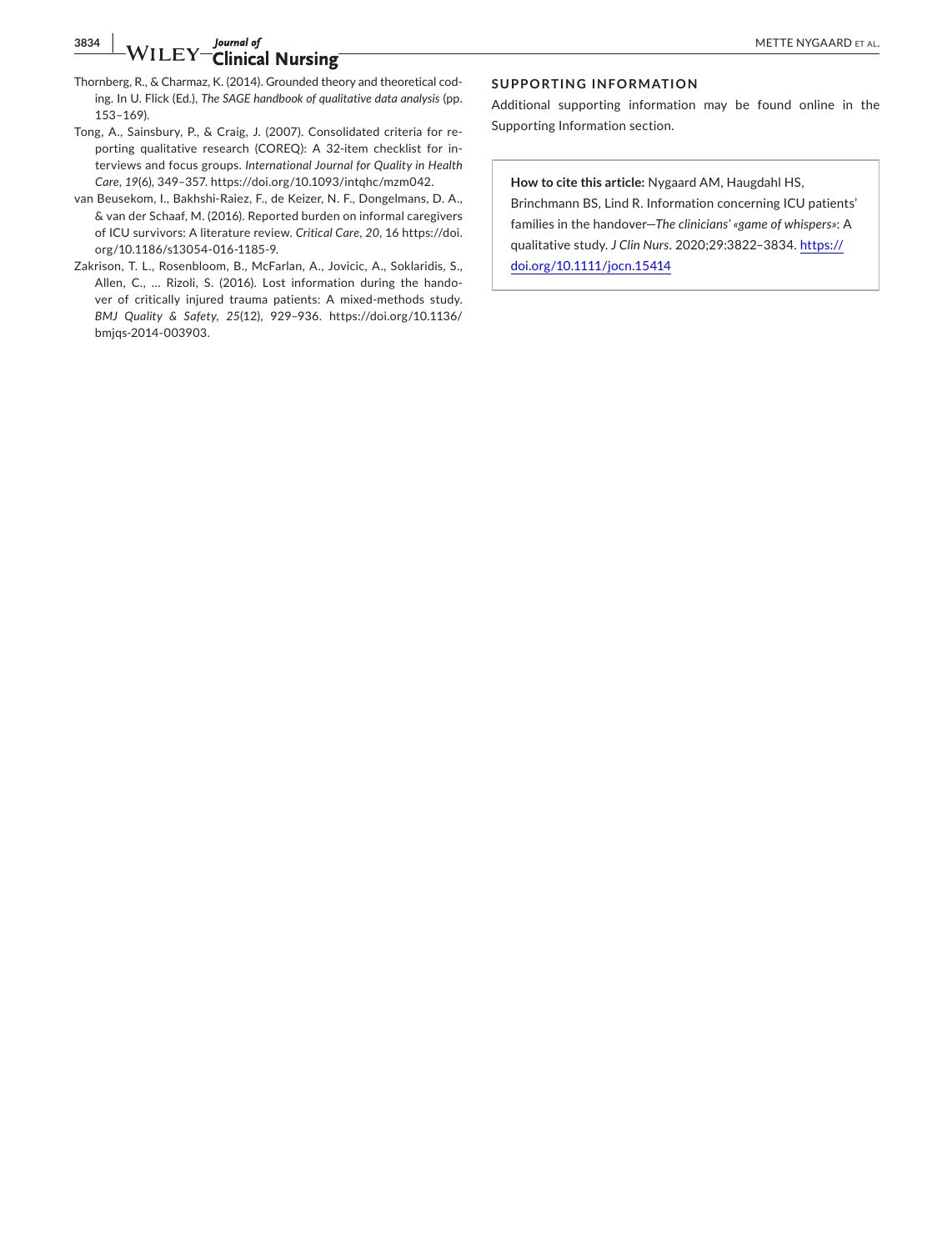Thornberg, R., & Charmaz, K. (2014). Grounded theory and theoretical coding. In U. Flick (Ed.), *The SAGE handbook of qualitative data analysis* (pp. 153–169).

Tong, A., Sainsbury, P., & Craig, J. (2007). Consolidated criteria for reporting qualitative research (COREQ): A 32-item checklist for interviews and focus groups. *International Journal for Quality in Health Care*, *19*(6), 349–357. https://doi.org/10.1093/intqhc/mzm042.

van Beusekom, I., Bakhshi-Raiez, F., de Keizer, N. F., Dongelmans, D. A., & van der Schaaf, M. (2016). Reported burden on informal caregivers of ICU survivors: A literature review. *Critical Care*, *20*, 16 https://doi.org/10.1186/s13054-016-1185-9.

Zakrison, T. L., Rosenbloom, B., McFarlan, A., Jovicic, A., Soklaridis, S., Allen, C., … Rizoli, S. (2016). Lost information during the handover of critically injured trauma patients: A mixed-methods study. *BMJ Quality & Safety*, *25*(12), 929–936. https://doi.org/10.1136/bmjqs-2014-003903.

## SUPPORTING INFORMATION

Additional supporting information may be found online in the Supporting Information section.

**How to cite this article:** Nygaard AM, Haugdahl HS, Brinchmann BS, Lind R. Information concerning ICU patients' families in the handover—*The clinicians' «game of whispers»*: A qualitative study. *J Clin Nurs*. 2020;29:3822–3834. https://doi.org/10.1111/jocn.15414